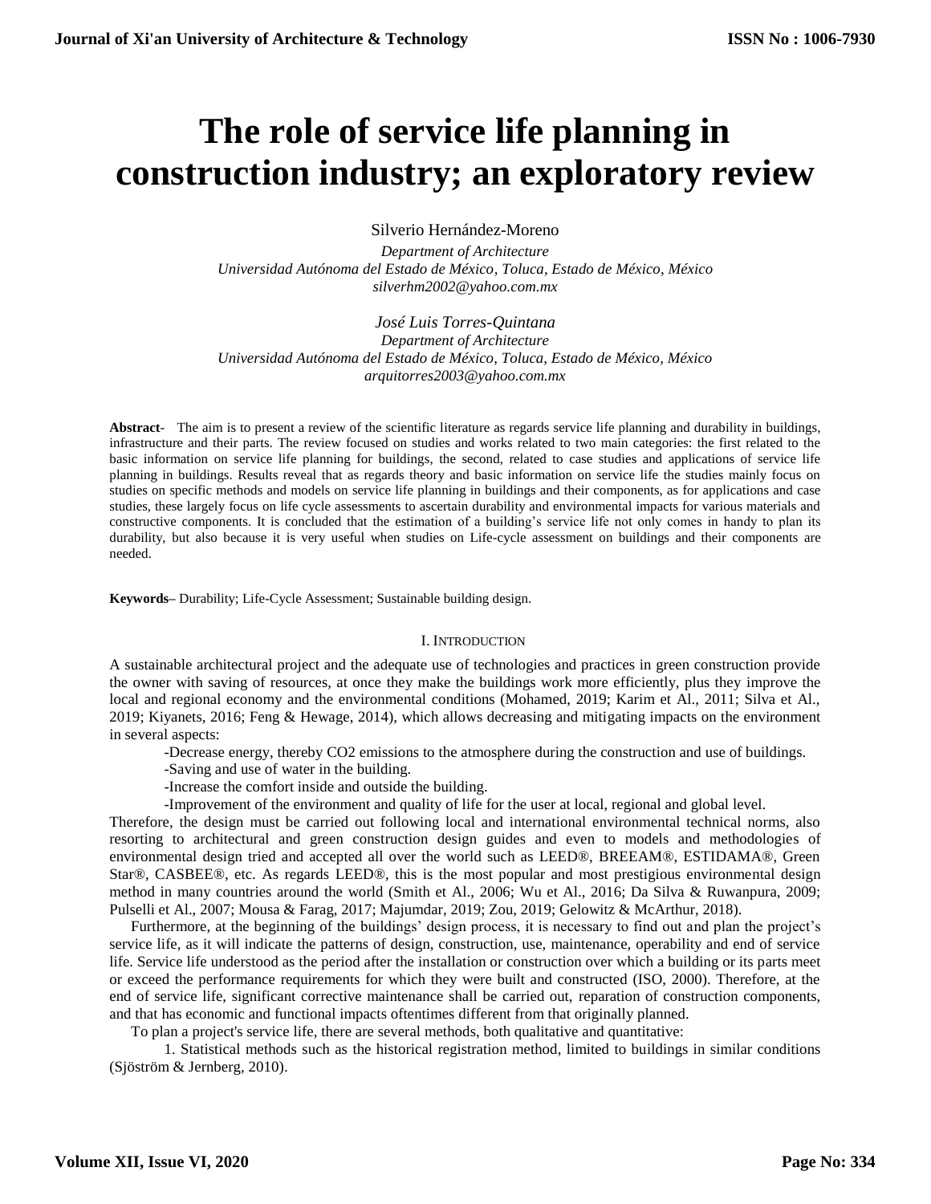# The role of service life planning in construction industry; an exploratory review

Silverio Hernández-Moreno

*Department of Architecture*
*Universidad Autónoma del Estado de México, Toluca, Estado de México, México*
*silverhm2002@yahoo.com.mx*

*José Luis Torres-Quintana*
*Department of Architecture*
*Universidad Autónoma del Estado de México, Toluca, Estado de México, México*
*arquitorres2003@yahoo.com.mx*

**Abstract**- The aim is to present a review of the scientific literature as regards service life planning and durability in buildings, infrastructure and their parts. The review focused on studies and works related to two main categories: the first related to the basic information on service life planning for buildings, the second, related to case studies and applications of service life planning in buildings. Results reveal that as regards theory and basic information on service life the studies mainly focus on studies on specific methods and models on service life planning in buildings and their components, as for applications and case studies, these largely focus on life cycle assessments to ascertain durability and environmental impacts for various materials and constructive components. It is concluded that the estimation of a building's service life not only comes in handy to plan its durability, but also because it is very useful when studies on Life-cycle assessment on buildings and their components are needed.

**Keywords**– Durability; Life-Cycle Assessment; Sustainable building design.

## I. Introduction

A sustainable architectural project and the adequate use of technologies and practices in green construction provide the owner with saving of resources, at once they make the buildings work more efficiently, plus they improve the local and regional economy and the environmental conditions (Mohamed, 2019; Karim et Al., 2011; Silva et Al., 2019; Kiyanets, 2016; Feng & Hewage, 2014), which allows decreasing and mitigating impacts on the environment in several aspects:

-Decrease energy, thereby CO2 emissions to the atmosphere during the construction and use of buildings.

-Saving and use of water in the building.

-Increase the comfort inside and outside the building.

-Improvement of the environment and quality of life for the user at local, regional and global level.

Therefore, the design must be carried out following local and international environmental technical norms, also resorting to architectural and green construction design guides and even to models and methodologies of environmental design tried and accepted all over the world such as LEED®, BREEAM®, ESTIDAMA®, Green Star®, CASBEE®, etc. As regards LEED®, this is the most popular and most prestigious environmental design method in many countries around the world (Smith et Al., 2006; Wu et Al., 2016; Da Silva & Ruwanpura, 2009; Pulselli et Al., 2007; Mousa & Farag, 2017; Majumdar, 2019; Zou, 2019; Gelowitz & McArthur, 2018).

Furthermore, at the beginning of the buildings' design process, it is necessary to find out and plan the project's service life, as it will indicate the patterns of design, construction, use, maintenance, operability and end of service life. Service life understood as the period after the installation or construction over which a building or its parts meet or exceed the performance requirements for which they were built and constructed (ISO, 2000). Therefore, at the end of service life, significant corrective maintenance shall be carried out, reparation of construction components, and that has economic and functional impacts oftentimes different from that originally planned.

To plan a project's service life, there are several methods, both qualitative and quantitative:

1. Statistical methods such as the historical registration method, limited to buildings in similar conditions (Sjöström & Jernberg, 2010).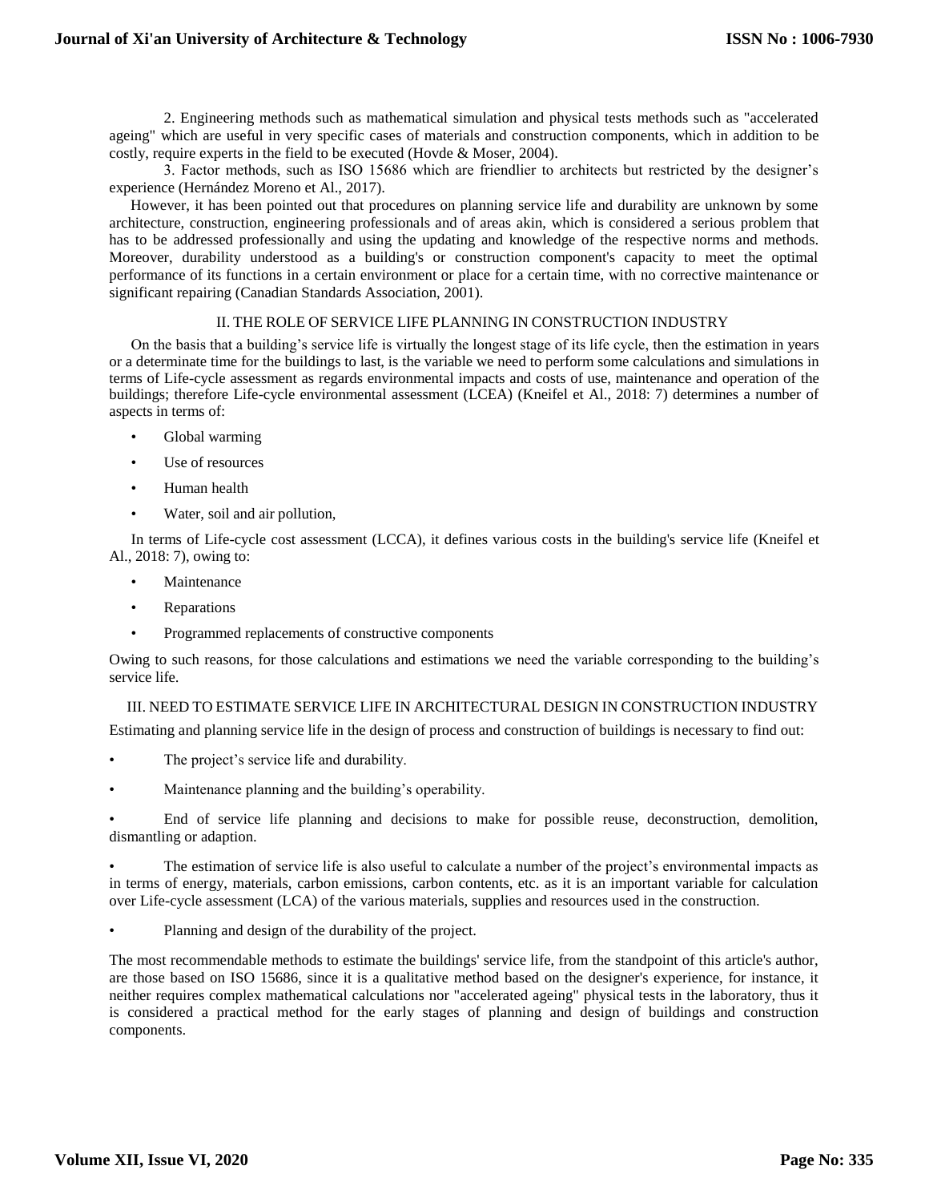2. Engineering methods such as mathematical simulation and physical tests methods such as "accelerated ageing" which are useful in very specific cases of materials and construction components, which in addition to be costly, require experts in the field to be executed (Hovde & Moser, 2004).

3. Factor methods, such as ISO 15686 which are friendlier to architects but restricted by the designer's experience (Hernández Moreno et Al., 2017).

However, it has been pointed out that procedures on planning service life and durability are unknown by some architecture, construction, engineering professionals and of areas akin, which is considered a serious problem that has to be addressed professionally and using the updating and knowledge of the respective norms and methods. Moreover, durability understood as a building's or construction component's capacity to meet the optimal performance of its functions in a certain environment or place for a certain time, with no corrective maintenance or significant repairing (Canadian Standards Association, 2001).

## II. THE ROLE OF SERVICE LIFE PLANNING IN CONSTRUCTION INDUSTRY

On the basis that a building's service life is virtually the longest stage of its life cycle, then the estimation in years or a determinate time for the buildings to last, is the variable we need to perform some calculations and simulations in terms of Life-cycle assessment as regards environmental impacts and costs of use, maintenance and operation of the buildings; therefore Life-cycle environmental assessment (LCEA) (Kneifel et Al., 2018: 7) determines a number of aspects in terms of:

- Global warming
- Use of resources
- Human health
- Water, soil and air pollution,

In terms of Life-cycle cost assessment (LCCA), it defines various costs in the building's service life (Kneifel et Al., 2018: 7), owing to:

- Maintenance
- Reparations
- Programmed replacements of constructive components

Owing to such reasons, for those calculations and estimations we need the variable corresponding to the building's service life.

## III. NEED TO ESTIMATE SERVICE LIFE IN ARCHITECTURAL DESIGN IN CONSTRUCTION INDUSTRY

Estimating and planning service life in the design of process and construction of buildings is necessary to find out:

- The project's service life and durability.
- Maintenance planning and the building's operability.
- End of service life planning and decisions to make for possible reuse, deconstruction, demolition, dismantling or adaption.
- The estimation of service life is also useful to calculate a number of the project's environmental impacts as in terms of energy, materials, carbon emissions, carbon contents, etc. as it is an important variable for calculation over Life-cycle assessment (LCA) of the various materials, supplies and resources used in the construction.
- Planning and design of the durability of the project.

The most recommendable methods to estimate the buildings' service life, from the standpoint of this article's author, are those based on ISO 15686, since it is a qualitative method based on the designer's experience, for instance, it neither requires complex mathematical calculations nor "accelerated ageing" physical tests in the laboratory, thus it is considered a practical method for the early stages of planning and design of buildings and construction components.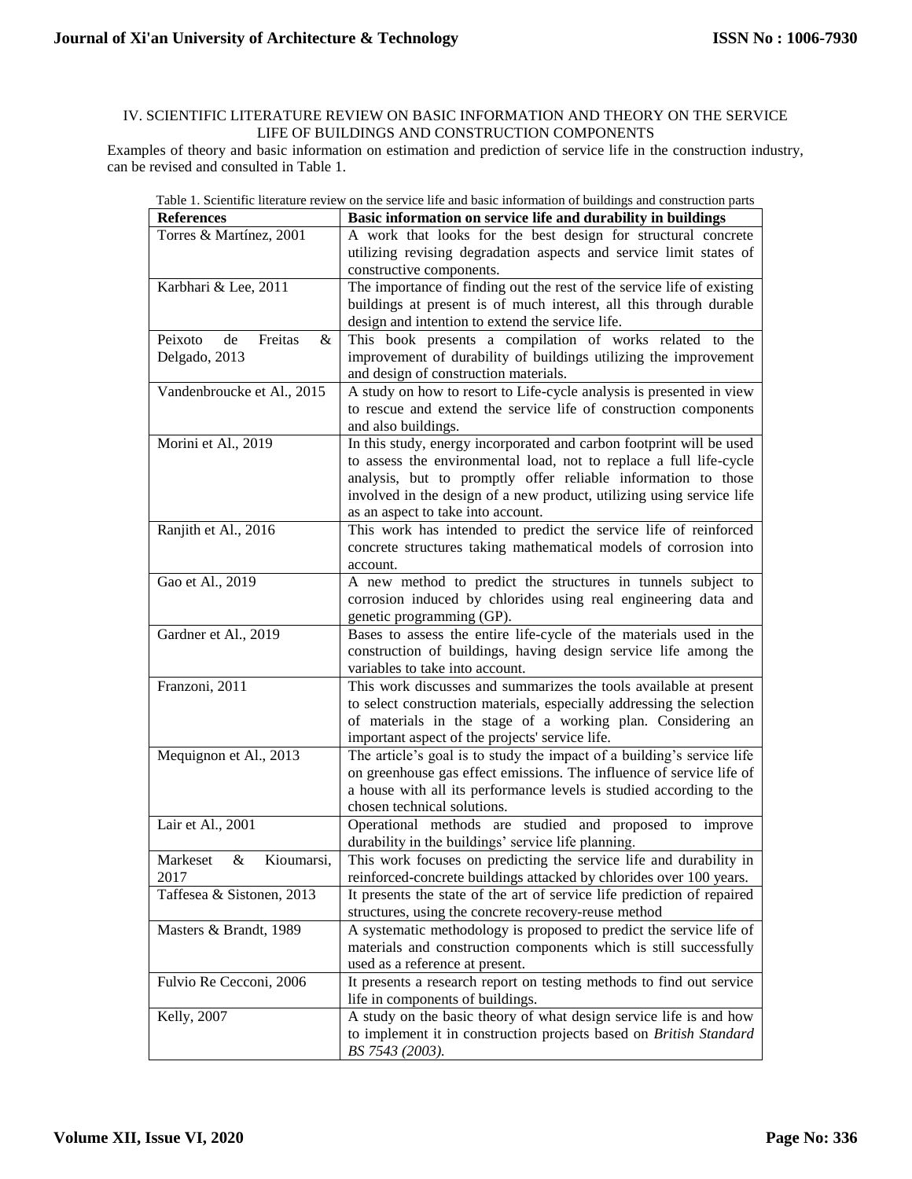## IV. SCIENTIFIC LITERATURE REVIEW ON BASIC INFORMATION AND THEORY ON THE SERVICE LIFE OF BUILDINGS AND CONSTRUCTION COMPONENTS

Examples of theory and basic information on estimation and prediction of service life in the construction industry, can be revised and consulted in Table 1.

Table 1. Scientific literature review on the service life and basic information of buildings and construction parts

| References | Basic information on service life and durability in buildings |
|---|---|
| Torres & Martínez, 2001 | A work that looks for the best design for structural concrete utilizing revising degradation aspects and service limit states of constructive components. |
| Karbhari & Lee, 2011 | The importance of finding out the rest of the service life of existing buildings at present is of much interest, all this through durable design and intention to extend the service life. |
| Peixoto de Freitas & Delgado, 2013 | This book presents a compilation of works related to the improvement of durability of buildings utilizing the improvement and design of construction materials. |
| Vandenbroucke et Al., 2015 | A study on how to resort to Life-cycle analysis is presented in view to rescue and extend the service life of construction components and also buildings. |
| Morini et Al., 2019 | In this study, energy incorporated and carbon footprint will be used to assess the environmental load, not to replace a full life-cycle analysis, but to promptly offer reliable information to those involved in the design of a new product, utilizing using service life as an aspect to take into account. |
| Ranjith et Al., 2016 | This work has intended to predict the service life of reinforced concrete structures taking mathematical models of corrosion into account. |
| Gao et Al., 2019 | A new method to predict the structures in tunnels subject to corrosion induced by chlorides using real engineering data and genetic programming (GP). |
| Gardner et Al., 2019 | Bases to assess the entire life-cycle of the materials used in the construction of buildings, having design service life among the variables to take into account. |
| Franzoni, 2011 | This work discusses and summarizes the tools available at present to select construction materials, especially addressing the selection of materials in the stage of a working plan. Considering an important aspect of the projects' service life. |
| Mequignon et Al., 2013 | The article's goal is to study the impact of a building's service life on greenhouse gas effect emissions. The influence of service life of a house with all its performance levels is studied according to the chosen technical solutions. |
| Lair et Al., 2001 | Operational methods are studied and proposed to improve durability in the buildings' service life planning. |
| Markeset & Kioumarsi, 2017 | This work focuses on predicting the service life and durability in reinforced-concrete buildings attacked by chlorides over 100 years. |
| Taffesea & Sistonen, 2013 | It presents the state of the art of service life prediction of repaired structures, using the concrete recovery-reuse method |
| Masters & Brandt, 1989 | A systematic methodology is proposed to predict the service life of materials and construction components which is still successfully used as a reference at present. |
| Fulvio Re Cecconi, 2006 | It presents a research report on testing methods to find out service life in components of buildings. |
| Kelly, 2007 | A study on the basic theory of what design service life is and how to implement it in construction projects based on *British Standard BS 7543 (2003).* |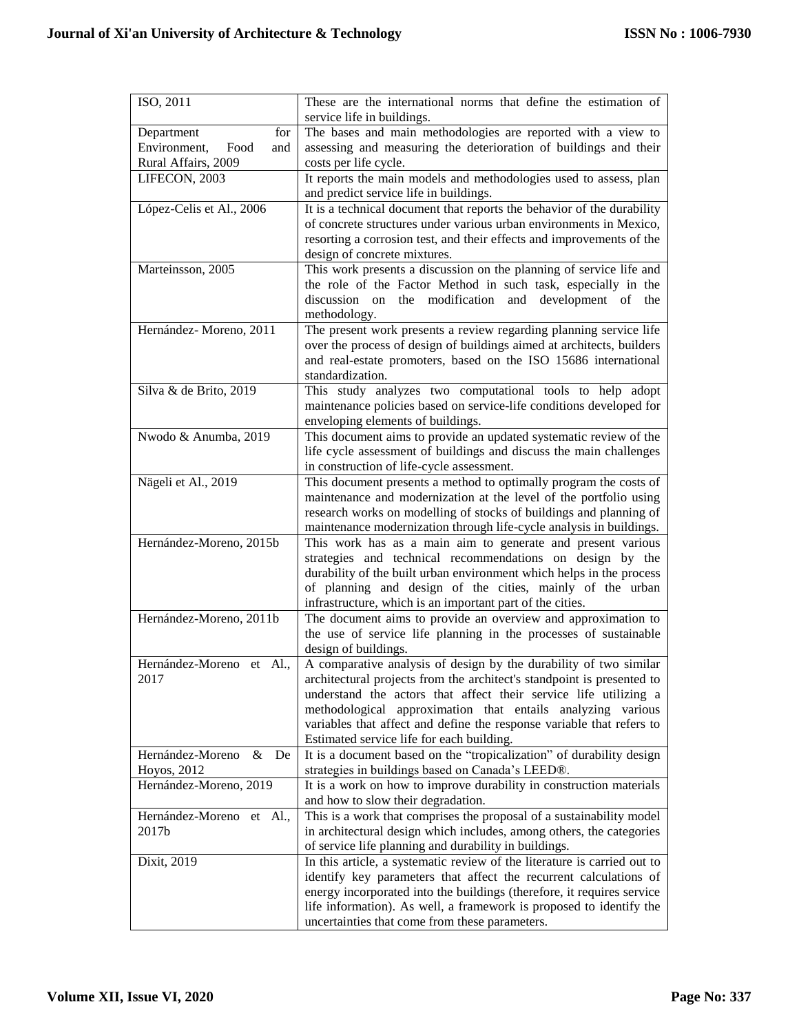| | |
|---|---|
| ISO, 2011 | These are the international norms that define the estimation of service life in buildings. |
| Department for Environment, Food and Rural Affairs, 2009 | The bases and main methodologies are reported with a view to assessing and measuring the deterioration of buildings and their costs per life cycle. |
| LIFECON, 2003 | It reports the main models and methodologies used to assess, plan and predict service life in buildings. |
| López-Celis et Al., 2006 | It is a technical document that reports the behavior of the durability of concrete structures under various urban environments in Mexico, resorting a corrosion test, and their effects and improvements of the design of concrete mixtures. |
| Marteinsson, 2005 | This work presents a discussion on the planning of service life and the role of the Factor Method in such task, especially in the discussion on the modification and development of the methodology. |
| Hernández- Moreno, 2011 | The present work presents a review regarding planning service life over the process of design of buildings aimed at architects, builders and real-estate promoters, based on the ISO 15686 international standardization. |
| Silva & de Brito, 2019 | This study analyzes two computational tools to help adopt maintenance policies based on service-life conditions developed for enveloping elements of buildings. |
| Nwodo & Anumba, 2019 | This document aims to provide an updated systematic review of the life cycle assessment of buildings and discuss the main challenges in construction of life-cycle assessment. |
| Nägeli et Al., 2019 | This document presents a method to optimally program the costs of maintenance and modernization at the level of the portfolio using research works on modelling of stocks of buildings and planning of maintenance modernization through life-cycle analysis in buildings. |
| Hernández-Moreno, 2015b | This work has as a main aim to generate and present various strategies and technical recommendations on design by the durability of the built urban environment which helps in the process of planning and design of the cities, mainly of the urban infrastructure, which is an important part of the cities. |
| Hernández-Moreno, 2011b | The document aims to provide an overview and approximation to the use of service life planning in the processes of sustainable design of buildings. |
| Hernández-Moreno et Al., 2017 | A comparative analysis of design by the durability of two similar architectural projects from the architect's standpoint is presented to understand the actors that affect their service life utilizing a methodological approximation that entails analyzing various variables that affect and define the response variable that refers to Estimated service life for each building. |
| Hernández-Moreno & De Hoyos, 2012 | It is a document based on the "tropicalization" of durability design strategies in buildings based on Canada's LEED®. |
| Hernández-Moreno, 2019 | It is a work on how to improve durability in construction materials and how to slow their degradation. |
| Hernández-Moreno et Al., 2017b | This is a work that comprises the proposal of a sustainability model in architectural design which includes, among others, the categories of service life planning and durability in buildings. |
| Dixit, 2019 | In this article, a systematic review of the literature is carried out to identify key parameters that affect the recurrent calculations of energy incorporated into the buildings (therefore, it requires service life information). As well, a framework is proposed to identify the uncertainties that come from these parameters. |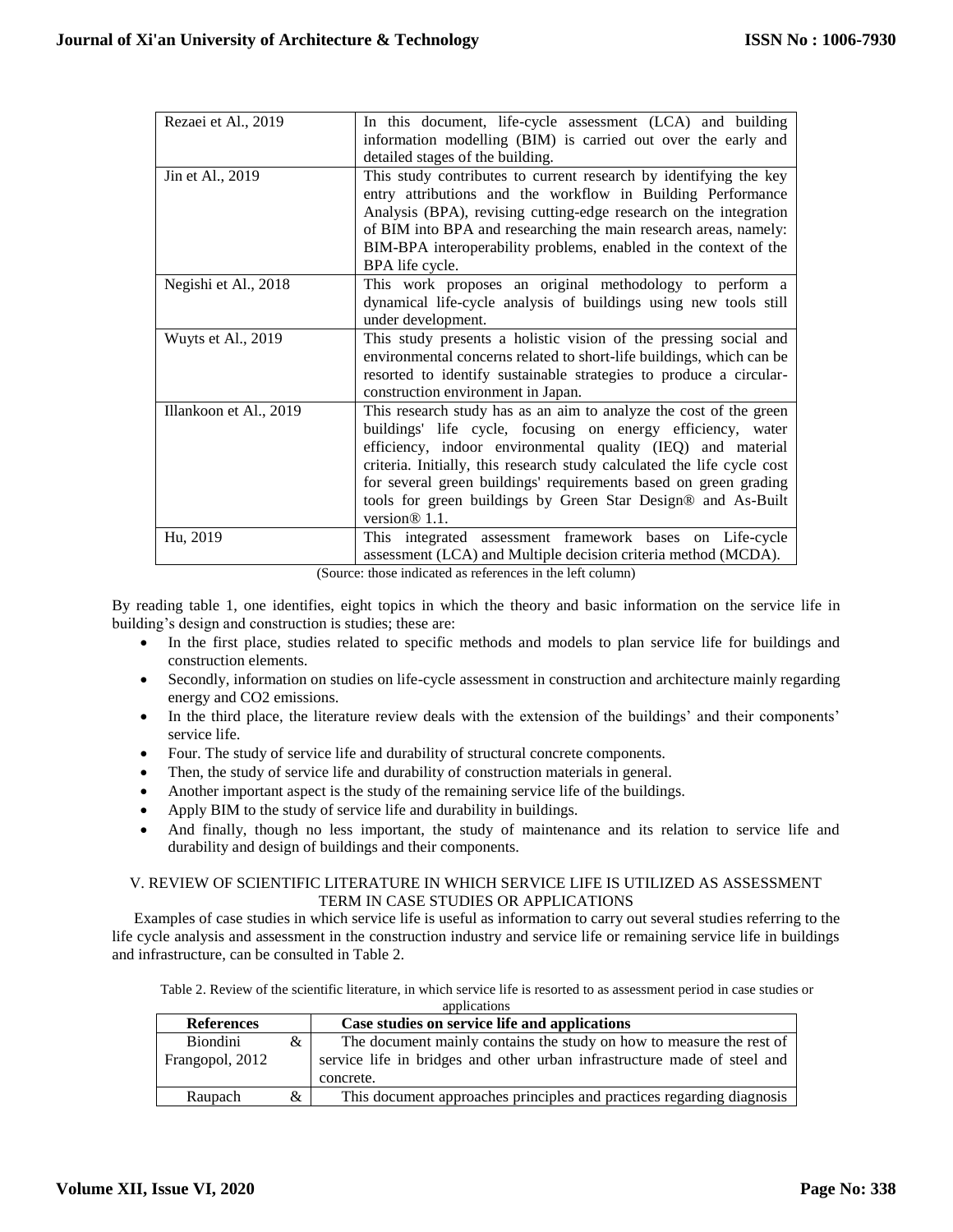| | |
|---|---|
| Rezaei et Al., 2019 | In this document, life-cycle assessment (LCA) and building information modelling (BIM) is carried out over the early and detailed stages of the building. |
| Jin et Al., 2019 | This study contributes to current research by identifying the key entry attributions and the workflow in Building Performance Analysis (BPA), revising cutting-edge research on the integration of BIM into BPA and researching the main research areas, namely: BIM-BPA interoperability problems, enabled in the context of the BPA life cycle. |
| Negishi et Al., 2018 | This work proposes an original methodology to perform a dynamical life-cycle analysis of buildings using new tools still under development. |
| Wuyts et Al., 2019 | This study presents a holistic vision of the pressing social and environmental concerns related to short-life buildings, which can be resorted to identify sustainable strategies to produce a circular-construction environment in Japan. |
| Illankoon et Al., 2019 | This research study has as an aim to analyze the cost of the green buildings' life cycle, focusing on energy efficiency, water efficiency, indoor environmental quality (IEQ) and material criteria. Initially, this research study calculated the life cycle cost for several green buildings' requirements based on green grading tools for green buildings by Green Star Design® and As-Built version® 1.1. |
| Hu, 2019 | This integrated assessment framework bases on Life-cycle assessment (LCA) and Multiple decision criteria method (MCDA). |

(Source: those indicated as references in the left column)

By reading table 1, one identifies, eight topics in which the theory and basic information on the service life in building's design and construction is studies; these are:

- In the first place, studies related to specific methods and models to plan service life for buildings and construction elements.
- Secondly, information on studies on life-cycle assessment in construction and architecture mainly regarding energy and CO2 emissions.
- In the third place, the literature review deals with the extension of the buildings' and their components' service life.
- Four. The study of service life and durability of structural concrete components.
- Then, the study of service life and durability of construction materials in general.
- Another important aspect is the study of the remaining service life of the buildings.
- Apply BIM to the study of service life and durability in buildings.
- And finally, though no less important, the study of maintenance and its relation to service life and durability and design of buildings and their components.

## V. REVIEW OF SCIENTIFIC LITERATURE IN WHICH SERVICE LIFE IS UTILIZED AS ASSESSMENT TERM IN CASE STUDIES OR APPLICATIONS

Examples of case studies in which service life is useful as information to carry out several studies referring to the life cycle analysis and assessment in the construction industry and service life or remaining service life in buildings and infrastructure, can be consulted in Table 2.

Table 2. Review of the scientific literature, in which service life is resorted to as assessment period in case studies or applications

| References | Case studies on service life and applications |
|---|---|
| Biondini & Frangopol, 2012 | The document mainly contains the study on how to measure the rest of service life in bridges and other urban infrastructure made of steel and concrete. |
| Raupach & | This document approaches principles and practices regarding diagnosis |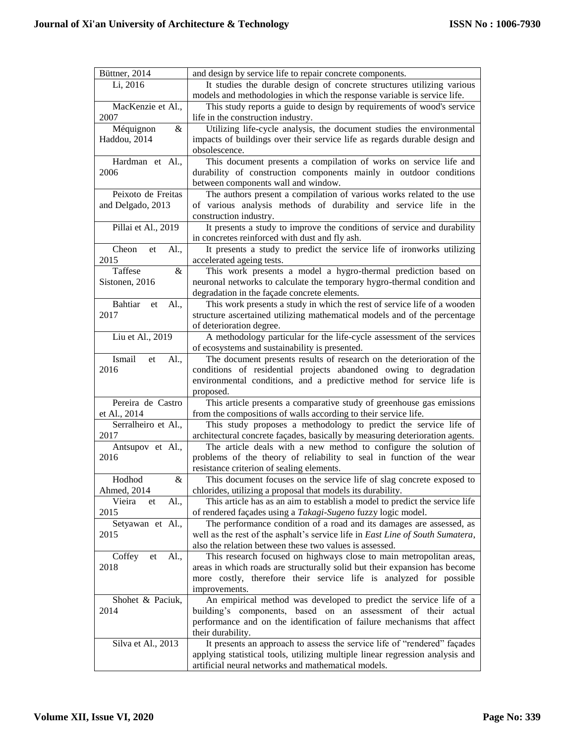| | |
|---|---|
| Büttner, 2014 | and design by service life to repair concrete components. |
| Li, 2016 | It studies the durable design of concrete structures utilizing various models and methodologies in which the response variable is service life. |
| MacKenzie et Al., 2007 | This study reports a guide to design by requirements of wood's service life in the construction industry. |
| Méquignon & Haddou, 2014 | Utilizing life-cycle analysis, the document studies the environmental impacts of buildings over their service life as regards durable design and obsolescence. |
| Hardman et Al., 2006 | This document presents a compilation of works on service life and durability of construction components mainly in outdoor conditions between components wall and window. |
| Peixoto de Freitas and Delgado, 2013 | The authors present a compilation of various works related to the use of various analysis methods of durability and service life in the construction industry. |
| Pillai et Al., 2019 | It presents a study to improve the conditions of service and durability in concretes reinforced with dust and fly ash. |
| Cheon et Al., 2015 | It presents a study to predict the service life of ironworks utilizing accelerated ageing tests. |
| Taffese & Sistonen, 2016 | This work presents a model a hygro-thermal prediction based on neuronal networks to calculate the temporary hygro-thermal condition and degradation in the façade concrete elements. |
| Bahtiar et Al., 2017 | This work presents a study in which the rest of service life of a wooden structure ascertained utilizing mathematical models and of the percentage of deterioration degree. |
| Liu et Al., 2019 | A methodology particular for the life-cycle assessment of the services of ecosystems and sustainability is presented. |
| Ismail et Al., 2016 | The document presents results of research on the deterioration of the conditions of residential projects abandoned owing to degradation environmental conditions, and a predictive method for service life is proposed. |
| Pereira de Castro et Al., 2014 | This article presents a comparative study of greenhouse gas emissions from the compositions of walls according to their service life. |
| Serralheiro et Al., 2017 | This study proposes a methodology to predict the service life of architectural concrete façades, basically by measuring deterioration agents. |
| Antsupov et Al., 2016 | The article deals with a new method to configure the solution of problems of the theory of reliability to seal in function of the wear resistance criterion of sealing elements. |
| Hodhod & Ahmed, 2014 | This document focuses on the service life of slag concrete exposed to chlorides, utilizing a proposal that models its durability. |
| Vieira et Al., 2015 | This article has as an aim to establish a model to predict the service life of rendered façades using a *Takagi-Sugeno* fuzzy logic model. |
| Setyawan et Al., 2015 | The performance condition of a road and its damages are assessed, as well as the rest of the asphalt's service life in *East Line of South Sumatera*, also the relation between these two values is assessed. |
| Coffey et Al., 2018 | This research focused on highways close to main metropolitan areas, areas in which roads are structurally solid but their expansion has become more costly, therefore their service life is analyzed for possible improvements. |
| Shohet & Paciuk, 2014 | An empirical method was developed to predict the service life of a building's components, based on an assessment of their actual performance and on the identification of failure mechanisms that affect their durability. |
| Silva et Al., 2013 | It presents an approach to assess the service life of "rendered" façades applying statistical tools, utilizing multiple linear regression analysis and artificial neural networks and mathematical models. |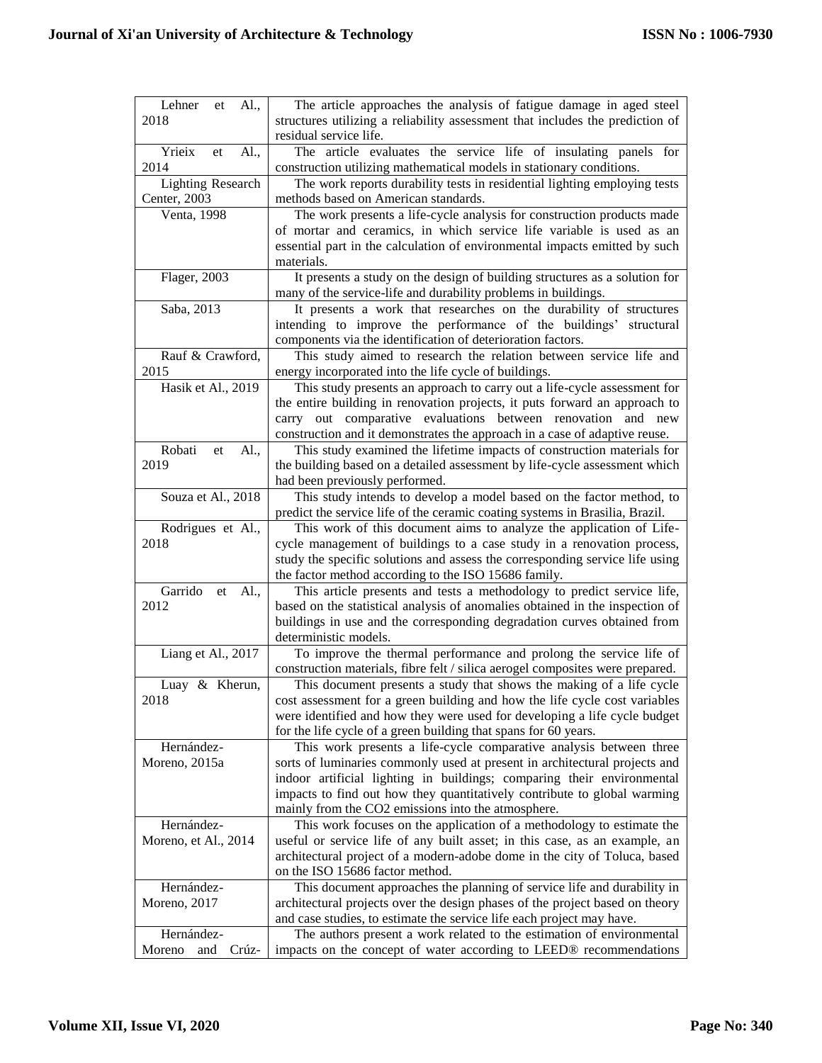| | |
|---|---|
| Lehner et Al., 2018 | The article approaches the analysis of fatigue damage in aged steel structures utilizing a reliability assessment that includes the prediction of residual service life. |
| Yrieix et Al., 2014 | The article evaluates the service life of insulating panels for construction utilizing mathematical models in stationary conditions. |
| Lighting Research Center, 2003 | The work reports durability tests in residential lighting employing tests methods based on American standards. |
| Venta, 1998 | The work presents a life-cycle analysis for construction products made of mortar and ceramics, in which service life variable is used as an essential part in the calculation of environmental impacts emitted by such materials. |
| Flager, 2003 | It presents a study on the design of building structures as a solution for many of the service-life and durability problems in buildings. |
| Saba, 2013 | It presents a work that researches on the durability of structures intending to improve the performance of the buildings' structural components via the identification of deterioration factors. |
| Rauf & Crawford, 2015 | This study aimed to research the relation between service life and energy incorporated into the life cycle of buildings. |
| Hasik et Al., 2019 | This study presents an approach to carry out a life-cycle assessment for the entire building in renovation projects, it puts forward an approach to carry out comparative evaluations between renovation and new construction and it demonstrates the approach in a case of adaptive reuse. |
| Robati et Al., 2019 | This study examined the lifetime impacts of construction materials for the building based on a detailed assessment by life-cycle assessment which had been previously performed. |
| Souza et Al., 2018 | This study intends to develop a model based on the factor method, to predict the service life of the ceramic coating systems in Brasilia, Brazil. |
| Rodrigues et Al., 2018 | This work of this document aims to analyze the application of Life-cycle management of buildings to a case study in a renovation process, study the specific solutions and assess the corresponding service life using the factor method according to the ISO 15686 family. |
| Garrido et Al., 2012 | This article presents and tests a methodology to predict service life, based on the statistical analysis of anomalies obtained in the inspection of buildings in use and the corresponding degradation curves obtained from deterministic models. |
| Liang et Al., 2017 | To improve the thermal performance and prolong the service life of construction materials, fibre felt / silica aerogel composites were prepared. |
| Luay & Kherun, 2018 | This document presents a study that shows the making of a life cycle cost assessment for a green building and how the life cycle cost variables were identified and how they were used for developing a life cycle budget for the life cycle of a green building that spans for 60 years. |
| Hernández-Moreno, 2015a | This work presents a life-cycle comparative analysis between three sorts of luminaries commonly used at present in architectural projects and indoor artificial lighting in buildings; comparing their environmental impacts to find out how they quantitatively contribute to global warming mainly from the CO2 emissions into the atmosphere. |
| Hernández-Moreno, et Al., 2014 | This work focuses on the application of a methodology to estimate the useful or service life of any built asset; in this case, as an example, an architectural project of a modern-adobe dome in the city of Toluca, based on the ISO 15686 factor method. |
| Hernández-Moreno, 2017 | This document approaches the planning of service life and durability in architectural projects over the design phases of the project based on theory and case studies, to estimate the service life each project may have. |
| Hernández-Moreno and Crúz- | The authors present a work related to the estimation of environmental impacts on the concept of water according to LEED® recommendations |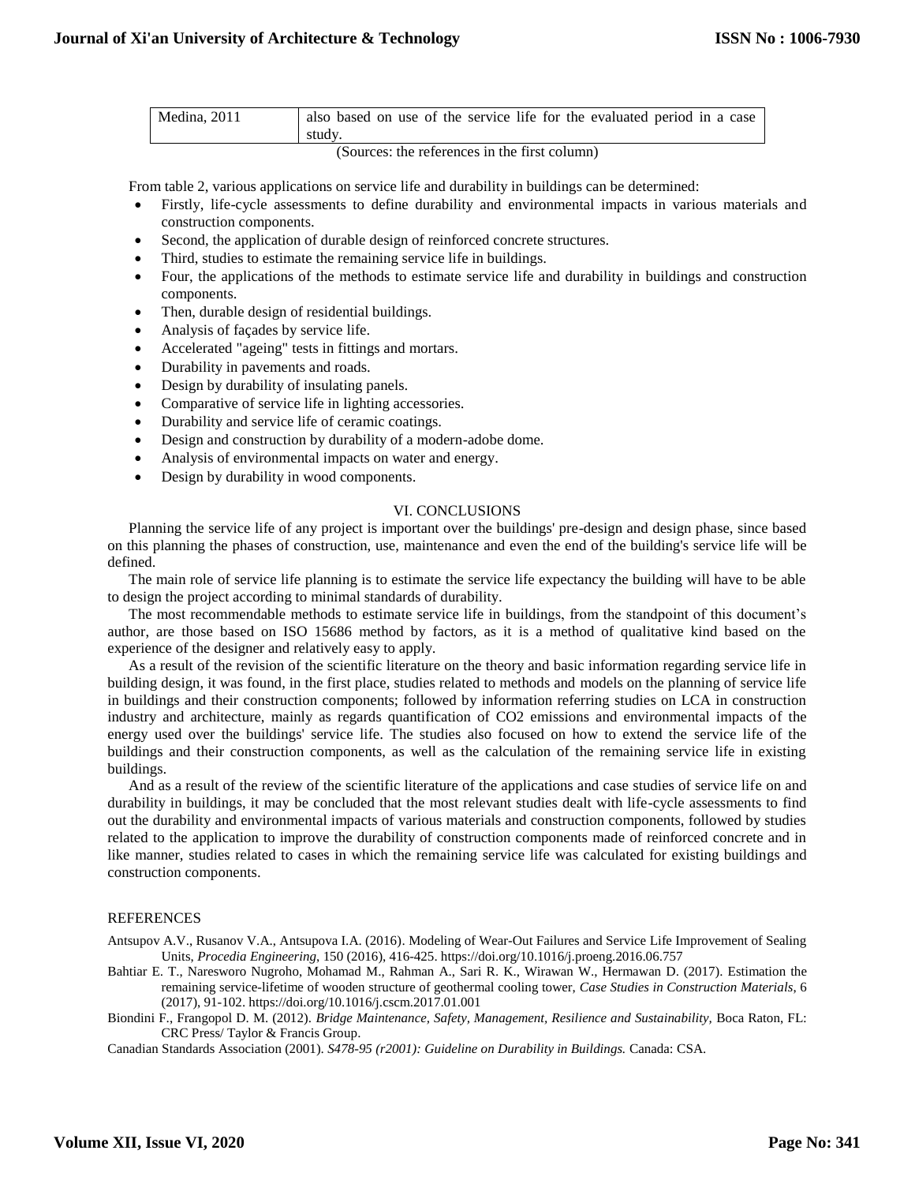| Medina, 2011 | also based on use of the service life for the evaluated period in a case study. |
|---|---|

(Sources: the references in the first column)

From table 2, various applications on service life and durability in buildings can be determined:

- Firstly, life-cycle assessments to define durability and environmental impacts in various materials and construction components.
- Second, the application of durable design of reinforced concrete structures.
- Third, studies to estimate the remaining service life in buildings.
- Four, the applications of the methods to estimate service life and durability in buildings and construction components.
- Then, durable design of residential buildings.
- Analysis of façades by service life.
- Accelerated "ageing" tests in fittings and mortars.
- Durability in pavements and roads.
- Design by durability of insulating panels.
- Comparative of service life in lighting accessories.
- Durability and service life of ceramic coatings.
- Design and construction by durability of a modern-adobe dome.
- Analysis of environmental impacts on water and energy.
- Design by durability in wood components.

## VI. CONCLUSIONS

Planning the service life of any project is important over the buildings' pre-design and design phase, since based on this planning the phases of construction, use, maintenance and even the end of the building's service life will be defined.

The main role of service life planning is to estimate the service life expectancy the building will have to be able to design the project according to minimal standards of durability.

The most recommendable methods to estimate service life in buildings, from the standpoint of this document's author, are those based on ISO 15686 method by factors, as it is a method of qualitative kind based on the experience of the designer and relatively easy to apply.

As a result of the revision of the scientific literature on the theory and basic information regarding service life in building design, it was found, in the first place, studies related to methods and models on the planning of service life in buildings and their construction components; followed by information referring studies on LCA in construction industry and architecture, mainly as regards quantification of $CO_2$ emissions and environmental impacts of the energy used over the buildings' service life. The studies also focused on how to extend the service life of the buildings and their construction components, as well as the calculation of the remaining service life in existing buildings.

And as a result of the review of the scientific literature of the applications and case studies of service life on and durability in buildings, it may be concluded that the most relevant studies dealt with life-cycle assessments to find out the durability and environmental impacts of various materials and construction components, followed by studies related to the application to improve the durability of construction components made of reinforced concrete and in like manner, studies related to cases in which the remaining service life was calculated for existing buildings and construction components.

## REFERENCES

Antsupov A.V., Rusanov V.A., Antsupova I.A. (2016). Modeling of Wear-Out Failures and Service Life Improvement of Sealing Units, *Procedia Engineering*, 150 (2016), 416-425. https://doi.org/10.1016/j.proeng.2016.06.757

Bahtiar E. T., Naresworo Nugroho, Mohamad M., Rahman A., Sari R. K., Wirawan W., Hermawan D. (2017). Estimation the remaining service-lifetime of wooden structure of geothermal cooling tower, *Case Studies in Construction Materials*, 6 (2017), 91-102. https://doi.org/10.1016/j.cscm.2017.01.001

Biondini F., Frangopol D. M. (2012). *Bridge Maintenance, Safety, Management, Resilience and Sustainability,* Boca Raton, FL: CRC Press/ Taylor & Francis Group.

Canadian Standards Association (2001). *S478-95 (r2001): Guideline on Durability in Buildings.* Canada: CSA.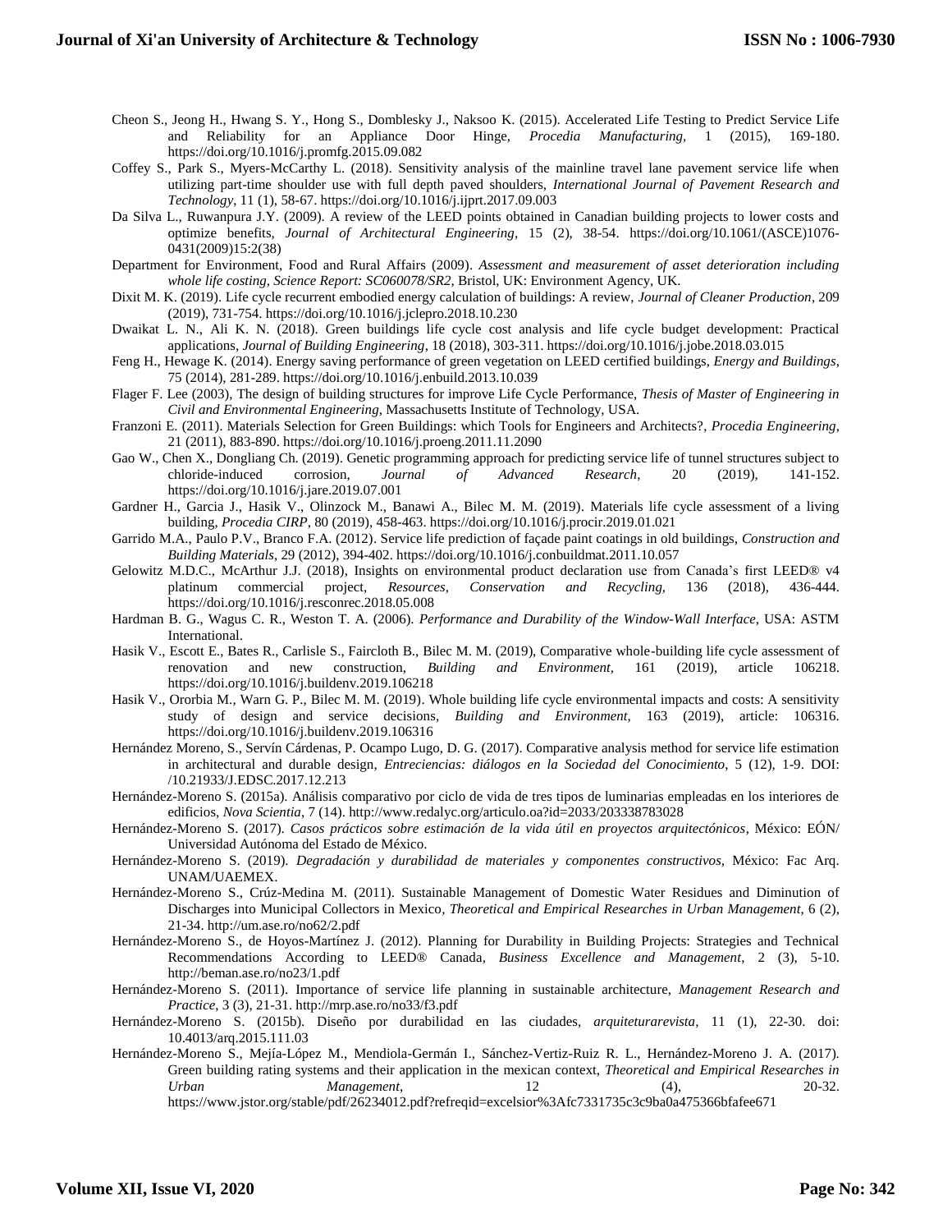Cheon S., Jeong H., Hwang S. Y., Hong S., Domblesky J., Naksoo K. (2015). Accelerated Life Testing to Predict Service Life and Reliability for an Appliance Door Hinge, *Procedia Manufacturing*, 1 (2015), 169-180. https://doi.org/10.1016/j.promfg.2015.09.082

Coffey S., Park S., Myers-McCarthy L. (2018). Sensitivity analysis of the mainline travel lane pavement service life when utilizing part-time shoulder use with full depth paved shoulders, *International Journal of Pavement Research and Technology*, 11 (1), 58-67. https://doi.org/10.1016/j.ijprt.2017.09.003

Da Silva L., Ruwanpura J.Y. (2009). A review of the LEED points obtained in Canadian building projects to lower costs and optimize benefits, *Journal of Architectural Engineering*, 15 (2), 38-54. https://doi.org/10.1061/(ASCE)1076-0431(2009)15:2(38)

Department for Environment, Food and Rural Affairs (2009). *Assessment and measurement of asset deterioration including whole life costing, Science Report: SC060078/SR2*, Bristol, UK: Environment Agency, UK.

Dixit M. K. (2019). Life cycle recurrent embodied energy calculation of buildings: A review, *Journal of Cleaner Production*, 209 (2019), 731-754. https://doi.org/10.1016/j.jclepro.2018.10.230

Dwaikat L. N., Ali K. N. (2018). Green buildings life cycle cost analysis and life cycle budget development: Practical applications, *Journal of Building Engineering*, 18 (2018), 303-311. https://doi.org/10.1016/j.jobe.2018.03.015

Feng H., Hewage K. (2014). Energy saving performance of green vegetation on LEED certified buildings, *Energy and Buildings*, 75 (2014), 281-289. https://doi.org/10.1016/j.enbuild.2013.10.039

Flager F. Lee (2003), The design of building structures for improve Life Cycle Performance, *Thesis of Master of Engineering in Civil and Environmental Engineering*, Massachusetts Institute of Technology, USA.

Franzoni E. (2011). Materials Selection for Green Buildings: which Tools for Engineers and Architects?, *Procedia Engineering*, 21 (2011), 883-890. https://doi.org/10.1016/j.proeng.2011.11.2090

Gao W., Chen X., Dongliang Ch. (2019). Genetic programming approach for predicting service life of tunnel structures subject to chloride-induced corrosion, *Journal of Advanced Research*, 20 (2019), 141-152. https://doi.org/10.1016/j.jare.2019.07.001

Gardner H., Garcia J., Hasik V., Olinzock M., Banawi A., Bilec M. M. (2019). Materials life cycle assessment of a living building, *Procedia CIRP*, 80 (2019), 458-463. https://doi.org/10.1016/j.procir.2019.01.021

Garrido M.A., Paulo P.V., Branco F.A. (2012). Service life prediction of façade paint coatings in old buildings, *Construction and Building Materials*, 29 (2012), 394-402. https://doi.org/10.1016/j.conbuildmat.2011.10.057

Gelowitz M.D.C., McArthur J.J. (2018), Insights on environmental product declaration use from Canada's first LEED® v4 platinum commercial project, *Resources, Conservation and Recycling*, 136 (2018), 436-444. https://doi.org/10.1016/j.resconrec.2018.05.008

Hardman B. G., Wagus C. R., Weston T. A. (2006). *Performance and Durability of the Window-Wall Interface*, USA: ASTM International.

Hasik V., Escott E., Bates R., Carlisle S., Faircloth B., Bilec M. M. (2019), Comparative whole-building life cycle assessment of renovation and new construction, *Building and Environment*, 161 (2019), article 106218. https://doi.org/10.1016/j.buildenv.2019.106218

Hasik V., Ororbia M., Warn G. P., Bilec M. M. (2019). Whole building life cycle environmental impacts and costs: A sensitivity study of design and service decisions, *Building and Environment*, 163 (2019), article: 106316. https://doi.org/10.1016/j.buildenv.2019.106316

Hernández Moreno, S., Servín Cárdenas, P. Ocampo Lugo, D. G. (2017). Comparative analysis method for service life estimation in architectural and durable design, *Entreciencias: diálogos en la Sociedad del Conocimiento*, 5 (12), 1-9. DOI: /10.21933/J.EDSC.2017.12.213

Hernández-Moreno S. (2015a). Análisis comparativo por ciclo de vida de tres tipos de luminarias empleadas en los interiores de edificios, *Nova Scientia*, 7 (14). http://www.redalyc.org/articulo.oa?id=2033/203338783028

Hernández-Moreno S. (2017). *Casos prácticos sobre estimación de la vida útil en proyectos arquitectónicos*, México: EÓN/ Universidad Autónoma del Estado de México.

Hernández-Moreno S. (2019). *Degradación y durabilidad de materiales y componentes constructivos*, México: Fac Arq. UNAM/UAEMEX.

Hernández-Moreno S., Crúz-Medina M. (2011). Sustainable Management of Domestic Water Residues and Diminution of Discharges into Municipal Collectors in Mexico, *Theoretical and Empirical Researches in Urban Management*, 6 (2), 21-34. http://um.ase.ro/no62/2.pdf

Hernández-Moreno S., de Hoyos-Martínez J. (2012). Planning for Durability in Building Projects: Strategies and Technical Recommendations According to LEED® Canada, *Business Excellence and Management*, 2 (3), 5-10. http://beman.ase.ro/no23/1.pdf

Hernández-Moreno S. (2011). Importance of service life planning in sustainable architecture, *Management Research and Practice*, 3 (3), 21-31. http://mrp.ase.ro/no33/f3.pdf

Hernández-Moreno S. (2015b). Diseño por durabilidad en las ciudades, *arquiteturarevista*, 11 (1), 22-30. doi: 10.4013/arq.2015.111.03

Hernández-Moreno S., Mejía-López M., Mendiola-Germán I., Sánchez-Vertiz-Ruiz R. L., Hernández-Moreno J. A. (2017). Green building rating systems and their application in the mexican context, *Theoretical and Empirical Researches in Urban Management*, 12 (4), 20-32. https://www.jstor.org/stable/pdf/26234012.pdf?refreqid=excelsior%3Afc7331735c3c9ba0a475366bfafee671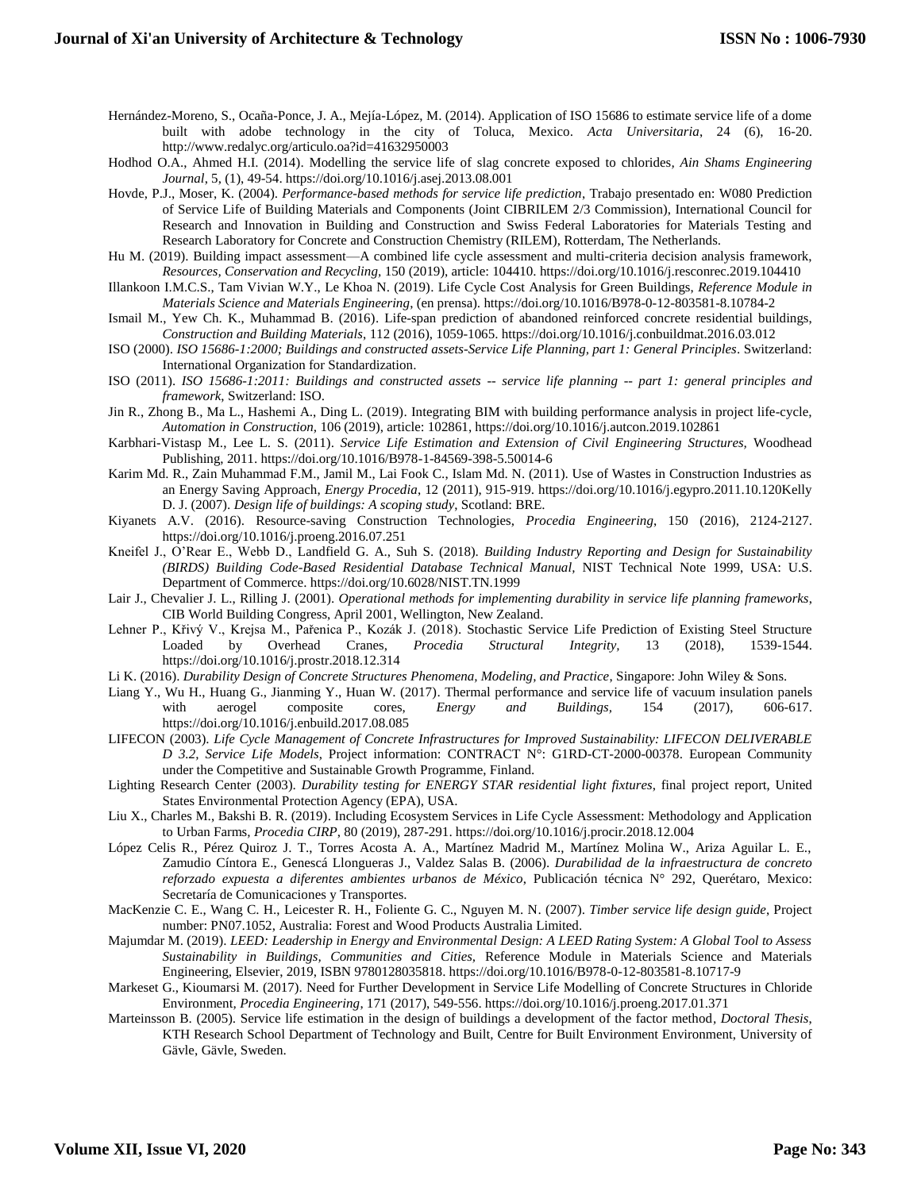Hernández-Moreno, S., Ocaña-Ponce, J. A., Mejía-López, M. (2014). Application of ISO 15686 to estimate service life of a dome built with adobe technology in the city of Toluca, Mexico. *Acta Universitaria*, 24 (6), 16-20. http://www.redalyc.org/articulo.oa?id=41632950003

Hodhod O.A., Ahmed H.I. (2014). Modelling the service life of slag concrete exposed to chlorides, *Ain Shams Engineering Journal*, 5, (1), 49-54. https://doi.org/10.1016/j.asej.2013.08.001

Hovde, P.J., Moser, K. (2004). *Performance-based methods for service life prediction*, Trabajo presentado en: W080 Prediction of Service Life of Building Materials and Components (Joint CIBRILEM 2/3 Commission), International Council for Research and Innovation in Building and Construction and Swiss Federal Laboratories for Materials Testing and Research Laboratory for Concrete and Construction Chemistry (RILEM), Rotterdam, The Netherlands.

Hu M. (2019). Building impact assessment—A combined life cycle assessment and multi-criteria decision analysis framework, *Resources, Conservation and Recycling*, 150 (2019), article: 104410. https://doi.org/10.1016/j.resconrec.2019.104410

Illankoon I.M.C.S., Tam Vivian W.Y., Le Khoa N. (2019). Life Cycle Cost Analysis for Green Buildings, *Reference Module in Materials Science and Materials Engineering*, (en prensa). https://doi.org/10.1016/B978-0-12-803581-8.10784-2

Ismail M., Yew Ch. K., Muhammad B. (2016). Life-span prediction of abandoned reinforced concrete residential buildings, *Construction and Building Materials*, 112 (2016), 1059-1065. https://doi.org/10.1016/j.conbuildmat.2016.03.012

ISO (2000). *ISO 15686-1:2000; Buildings and constructed assets-Service Life Planning, part 1: General Principles*. Switzerland: International Organization for Standardization.

ISO (2011). *ISO 15686-1:2011: Buildings and constructed assets -- service life planning -- part 1: general principles and framework*, Switzerland: ISO.

Jin R., Zhong B., Ma L., Hashemi A., Ding L. (2019). Integrating BIM with building performance analysis in project life-cycle, *Automation in Construction*, 106 (2019), article: 102861, https://doi.org/10.1016/j.autcon.2019.102861

Karbhari-Vistasp M., Lee L. S. (2011). *Service Life Estimation and Extension of Civil Engineering Structures*, Woodhead Publishing, 2011. https://doi.org/10.1016/B978-1-84569-398-5.50014-6

Karim Md. R., Zain Muhammad F.M., Jamil M., Lai Fook C., Islam Md. N. (2011). Use of Wastes in Construction Industries as an Energy Saving Approach, *Energy Procedia*, 12 (2011), 915-919. https://doi.org/10.1016/j.egypro.2011.10.120Kelly D. J. (2007). *Design life of buildings: A scoping study*, Scotland: BRE.

Kiyanets A.V. (2016). Resource-saving Construction Technologies, *Procedia Engineering*, 150 (2016), 2124-2127. https://doi.org/10.1016/j.proeng.2016.07.251

Kneifel J., O'Rear E., Webb D., Landfield G. A., Suh S. (2018). *Building Industry Reporting and Design for Sustainability (BIRDS) Building Code-Based Residential Database Technical Manual*, NIST Technical Note 1999, USA: U.S. Department of Commerce. https://doi.org/10.6028/NIST.TN.1999

Lair J., Chevalier J. L., Rilling J. (2001). *Operational methods for implementing durability in service life planning frameworks*, CIB World Building Congress, April 2001, Wellington, New Zealand.

Lehner P., Křivý V., Krejsa M., Pařenica P., Kozák J. (2018). Stochastic Service Life Prediction of Existing Steel Structure Loaded by Overhead Cranes, *Procedia Structural Integrity*, 13 (2018), 1539-1544. https://doi.org/10.1016/j.prostr.2018.12.314

Li K. (2016). *Durability Design of Concrete Structures Phenomena, Modeling, and Practice*, Singapore: John Wiley & Sons.

Liang Y., Wu H., Huang G., Jianming Y., Huan W. (2017). Thermal performance and service life of vacuum insulation panels with aerogel composite cores, *Energy and Buildings*, 154 (2017), 606-617. https://doi.org/10.1016/j.enbuild.2017.08.085

LIFECON (2003). *Life Cycle Management of Concrete Infrastructures for Improved Sustainability: LIFECON DELIVERABLE D 3.2, Service Life Models*, Project information: CONTRACT N°: G1RD-CT-2000-00378. European Community under the Competitive and Sustainable Growth Programme, Finland.

Lighting Research Center (2003). *Durability testing for ENERGY STAR residential light fixtures*, final project report, United States Environmental Protection Agency (EPA), USA.

Liu X., Charles M., Bakshi B. R. (2019). Including Ecosystem Services in Life Cycle Assessment: Methodology and Application to Urban Farms, *Procedia CIRP*, 80 (2019), 287-291. https://doi.org/10.1016/j.procir.2018.12.004

López Celis R., Pérez Quiroz J. T., Torres Acosta A. A., Martínez Madrid M., Martínez Molina W., Ariza Aguilar L. E., Zamudio Cíntora E., Genescá Llongueras J., Valdez Salas B. (2006). *Durabilidad de la infraestructura de concreto reforzado expuesta a diferentes ambientes urbanos de México*, Publicación técnica N° 292, Querétaro, Mexico: Secretaría de Comunicaciones y Transportes.

MacKenzie C. E., Wang C. H., Leicester R. H., Foliente G. C., Nguyen M. N. (2007). *Timber service life design guide*, Project number: PN07.1052, Australia: Forest and Wood Products Australia Limited.

Majumdar M. (2019). *LEED: Leadership in Energy and Environmental Design: A LEED Rating System: A Global Tool to Assess Sustainability in Buildings, Communities and Cities*, Reference Module in Materials Science and Materials Engineering, Elsevier, 2019, ISBN 9780128035818. https://doi.org/10.1016/B978-0-12-803581-8.10717-9

Markeset G., Kioumarsi M. (2017). Need for Further Development in Service Life Modelling of Concrete Structures in Chloride Environment, *Procedia Engineering*, 171 (2017), 549-556. https://doi.org/10.1016/j.proeng.2017.01.371

Marteinsson B. (2005). Service life estimation in the design of buildings a development of the factor method, *Doctoral Thesis*, KTH Research School Department of Technology and Built, Centre for Built Environment Environment, University of Gävle, Gävle, Sweden.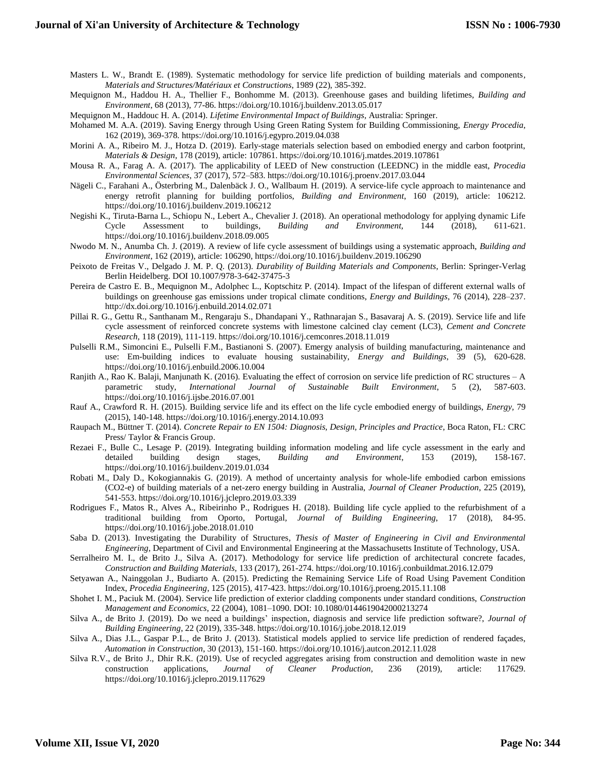Masters L. W., Brandt E. (1989). Systematic methodology for service life prediction of building materials and components, *Materials and Structures/Matériaux et Constructions*, 1989 (22), 385-392.

Mequignon M., Haddou H. A., Thellier F., Bonhomme M. (2013). Greenhouse gases and building lifetimes, *Building and Environment*, 68 (2013), 77-86. https://doi.org/10.1016/j.buildenv.2013.05.017

Mequignon M., Haddouc H. A. (2014). *Lifetime Environmental Impact of Buildings*, Australia: Springer.

Mohamed M. A.A. (2019). Saving Energy through Using Green Rating System for Building Commissioning, *Energy Procedia*, 162 (2019), 369-378. https://doi.org/10.1016/j.egypro.2019.04.038

Morini A. A., Ribeiro M. J., Hotza D. (2019). Early-stage materials selection based on embodied energy and carbon footprint, *Materials & Design*, 178 (2019), article: 107861. https://doi.org/10.1016/j.matdes.2019.107861

Mousa R. A., Farag A. A. (2017). The applicability of LEED of New construction (LEEDNC) in the middle east, *Procedia Environmental Sciences*, 37 (2017), 572–583. https://doi.org/10.1016/j.proenv.2017.03.044

Nägeli C., Farahani A., Österbring M., Dalenbäck J. O., Wallbaum H. (2019). A service-life cycle approach to maintenance and energy retrofit planning for building portfolios, *Building and Environment*, 160 (2019), article: 106212. https://doi.org/10.1016/j.buildenv.2019.106212

Negishi K., Tiruta-Barna L., Schiopu N., Lebert A., Chevalier J. (2018). An operational methodology for applying dynamic Life Cycle Assessment to buildings, *Building and Environment*, 144 (2018), 611-621. https://doi.org/10.1016/j.buildenv.2018.09.005

Nwodo M. N., Anumba Ch. J. (2019). A review of life cycle assessment of buildings using a systematic approach, *Building and Environment*, 162 (2019), article: 106290, https://doi.org/10.1016/j.buildenv.2019.106290

Peixoto de Freitas V., Delgado J. M. P. Q. (2013). *Durability of Building Materials and Components*, Berlin: Springer-Verlag Berlin Heidelberg. DOI 10.1007/978-3-642-37475-3

Pereira de Castro E. B., Mequignon M., Adolphec L., Koptschitz P. (2014). Impact of the lifespan of different external walls of buildings on greenhouse gas emissions under tropical climate conditions, *Energy and Buildings*, 76 (2014), 228–237. http://dx.doi.org/10.1016/j.enbuild.2014.02.071

Pillai R. G., Gettu R., Santhanam M., Rengaraju S., Dhandapani Y., Rathnarajan S., Basavaraj A. S. (2019). Service life and life cycle assessment of reinforced concrete systems with limestone calcined clay cement (LC3), *Cement and Concrete Research*, 118 (2019), 111-119. https://doi.org/10.1016/j.cemconres.2018.11.019

Pulselli R.M., Simoncini E., Pulselli F.M., Bastianoni S. (2007). Emergy analysis of building manufacturing, maintenance and use: Em-building indices to evaluate housing sustainability, *Energy and Buildings*, 39 (5), 620-628. https://doi.org/10.1016/j.enbuild.2006.10.004

Ranjith A., Rao K. Balaji, Manjunath K. (2016). Evaluating the effect of corrosion on service life prediction of RC structures – A parametric study, *International Journal of Sustainable Built Environment*, 5 (2), 587-603. https://doi.org/10.1016/j.ijsbe.2016.07.001

Rauf A., Crawford R. H. (2015). Building service life and its effect on the life cycle embodied energy of buildings, *Energy*, 79 (2015), 140-148. https://doi.org/10.1016/j.energy.2014.10.093

Raupach M., Büttner T. (2014). *Concrete Repair to EN 1504: Diagnosis, Design, Principles and Practice*, Boca Raton, FL: CRC Press/ Taylor & Francis Group.

Rezaei F., Bulle C., Lesage P. (2019). Integrating building information modeling and life cycle assessment in the early and detailed building design stages, *Building and Environment*, 153 (2019), 158-167. https://doi.org/10.1016/j.buildenv.2019.01.034

Robati M., Daly D., Kokogiannakis G. (2019). A method of uncertainty analysis for whole-life embodied carbon emissions (CO2-e) of building materials of a net-zero energy building in Australia, *Journal of Cleaner Production*, 225 (2019), 541-553. https://doi.org/10.1016/j.jclepro.2019.03.339

Rodrigues F., Matos R., Alves A., Ribeirinho P., Rodrigues H. (2018). Building life cycle applied to the refurbishment of a traditional building from Oporto, Portugal, *Journal of Building Engineering*, 17 (2018), 84-95. https://doi.org/10.1016/j.jobe.2018.01.010

Saba D. (2013). Investigating the Durability of Structures, *Thesis of Master of Engineering in Civil and Environmental Engineering*, Department of Civil and Environmental Engineering at the Massachusetts Institute of Technology, USA.

Serralheiro M. I., de Brito J., Silva A. (2017). Methodology for service life prediction of architectural concrete facades, *Construction and Building Materials*, 133 (2017), 261-274. https://doi.org/10.1016/j.conbuildmat.2016.12.079

Setyawan A., Nainggolan J., Budiarto A. (2015). Predicting the Remaining Service Life of Road Using Pavement Condition Index, *Procedia Engineering*, 125 (2015), 417-423. https://doi.org/10.1016/j.proeng.2015.11.108

Shohet I. M., Paciuk M. (2004). Service life prediction of exterior cladding components under standard conditions, *Construction Management and Economics*, 22 (2004), 1081–1090. DOI: 10.1080/0144619042000213274

Silva A., de Brito J. (2019). Do we need a buildings' inspection, diagnosis and service life prediction software?, *Journal of Building Engineering*, 22 (2019), 335-348. https://doi.org/10.1016/j.jobe.2018.12.019

Silva A., Dias J.L., Gaspar P.L., de Brito J. (2013). Statistical models applied to service life prediction of rendered façades, *Automation in Construction*, 30 (2013), 151-160. https://doi.org/10.1016/j.autcon.2012.11.028

Silva R.V., de Brito J., Dhir R.K. (2019). Use of recycled aggregates arising from construction and demolition waste in new construction applications, *Journal of Cleaner Production*, 236 (2019), article: 117629. https://doi.org/10.1016/j.jclepro.2019.117629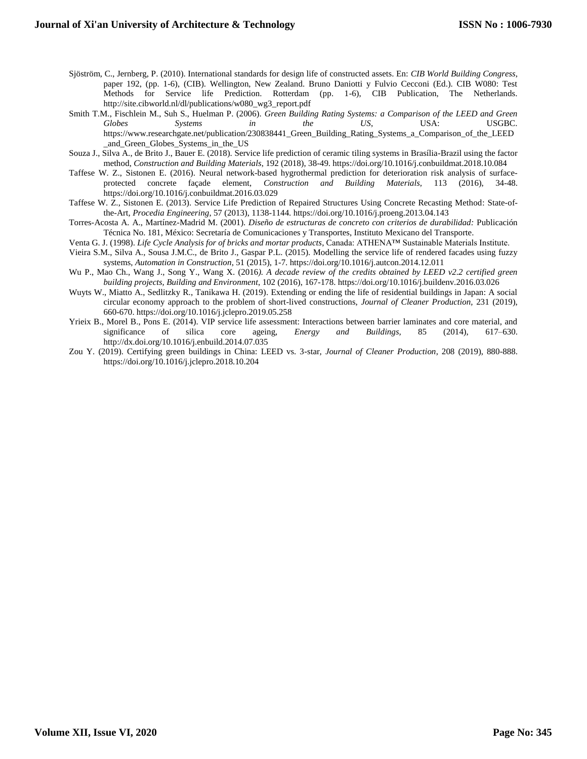Sjöström, C., Jernberg, P. (2010). International standards for design life of constructed assets. En: *CIB World Building Congress*, paper 192, (pp. 1-6), (CIB). Wellington, New Zealand. Bruno Daniotti y Fulvio Cecconi (Ed.). CIB W080: Test Methods for Service life Prediction. Rotterdam (pp. 1-6), CIB Publication, The Netherlands. http://site.cibworld.nl/dl/publications/w080_wg3_report.pdf

Smith T.M., Fischlein M., Suh S., Huelman P. (2006). *Green Building Rating Systems: a Comparison of the LEED and Green Globes Systems in the US*, USA: USGBC. https://www.researchgate.net/publication/230838441_Green_Building_Rating_Systems_a_Comparison_of_the_LEED_and_Green_Globes_Systems_in_the_US

Souza J., Silva A., de Brito J., Bauer E. (2018). Service life prediction of ceramic tiling systems in Brasília-Brazil using the factor method, *Construction and Building Materials*, 192 (2018), 38-49. https://doi.org/10.1016/j.conbuildmat.2018.10.084

Taffese W. Z., Sistonen E. (2016). Neural network-based hygrothermal prediction for deterioration risk analysis of surface-protected concrete façade element, *Construction and Building Materials*, 113 (2016), 34-48. https://doi.org/10.1016/j.conbuildmat.2016.03.029

Taffese W. Z., Sistonen E. (2013). Service Life Prediction of Repaired Structures Using Concrete Recasting Method: State-of-the-Art, *Procedia Engineering*, 57 (2013), 1138-1144. https://doi.org/10.1016/j.proeng.2013.04.143

Torres-Acosta A. A., Martínez-Madrid M. (2001). *Diseño de estructuras de concreto con criterios de durabilidad:* Publicación Técnica No. 181, México: Secretaría de Comunicaciones y Transportes, Instituto Mexicano del Transporte.

Venta G. J. (1998). *Life Cycle Analysis for of bricks and mortar products*, Canada: ATHENA™ Sustainable Materials Institute.

Vieira S.M., Silva A., Sousa J.M.C., de Brito J., Gaspar P.L. (2015). Modelling the service life of rendered facades using fuzzy systems, *Automation in Construction*, 51 (2015), 1-7. https://doi.org/10.1016/j.autcon.2014.12.011

Wu P., Mao Ch., Wang J., Song Y., Wang X. (2016*). A decade review of the credits obtained by LEED v2.2 certified green building projects, Building and Environment*, 102 (2016), 167-178. https://doi.org/10.1016/j.buildenv.2016.03.026

Wuyts W., Miatto A., Sedlitzky R., Tanikawa H. (2019). Extending or ending the life of residential buildings in Japan: A social circular economy approach to the problem of short-lived constructions, *Journal of Cleaner Production*, 231 (2019), 660-670. https://doi.org/10.1016/j.jclepro.2019.05.258

Yrieix B., Morel B., Pons E. (2014). VIP service life assessment: Interactions between barrier laminates and core material, and significance of silica core ageing, *Energy and Buildings*, 85 (2014), 617–630. http://dx.doi.org/10.1016/j.enbuild.2014.07.035

Zou Y. (2019). Certifying green buildings in China: LEED vs. 3-star, *Journal of Cleaner Production*, 208 (2019), 880-888. https://doi.org/10.1016/j.jclepro.2018.10.204